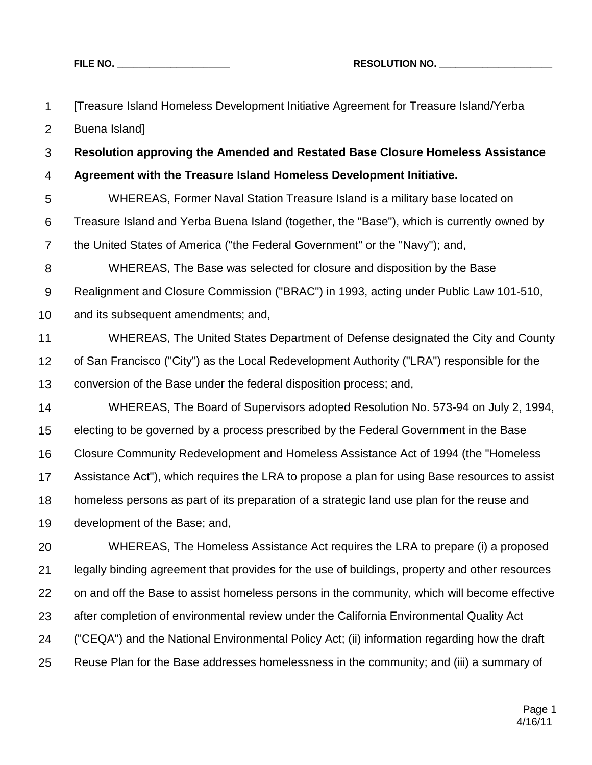FILE NO. ____________________ RESOLUTION NO. ____________________

[Treasure Island Homeless Development Initiative Agreement for Treasure Island/Yerba Buena Island]

**Resolution approving the Amended and Restated Base Closure Homeless Assistance Agreement with the Treasure Island Homeless Development Initiative.**

WHEREAS, Former Naval Station Treasure Island is a military base located on Treasure Island and Yerba Buena Island (together, the "Base"), which is currently owned by the United States of America ("the Federal Government" or the "Navy"); and,

WHEREAS, The Base was selected for closure and disposition by the Base Realignment and Closure Commission ("BRAC") in 1993, acting under Public Law 101-510, and its subsequent amendments; and,

WHEREAS, The United States Department of Defense designated the City and County of San Francisco ("City") as the Local Redevelopment Authority ("LRA") responsible for the conversion of the Base under the federal disposition process; and,

WHEREAS, The Board of Supervisors adopted Resolution No. 573-94 on July 2, 1994, electing to be governed by a process prescribed by the Federal Government in the Base Closure Community Redevelopment and Homeless Assistance Act of 1994 (the "Homeless Assistance Act"), which requires the LRA to propose a plan for using Base resources to assist homeless persons as part of its preparation of a strategic land use plan for the reuse and development of the Base; and,

WHEREAS, The Homeless Assistance Act requires the LRA to prepare (i) a proposed legally binding agreement that provides for the use of buildings, property and other resources on and off the Base to assist homeless persons in the community, which will become effective after completion of environmental review under the California Environmental Quality Act ("CEQA") and the National Environmental Policy Act; (ii) information regarding how the draft Reuse Plan for the Base addresses homelessness in the community; and (iii) a summary of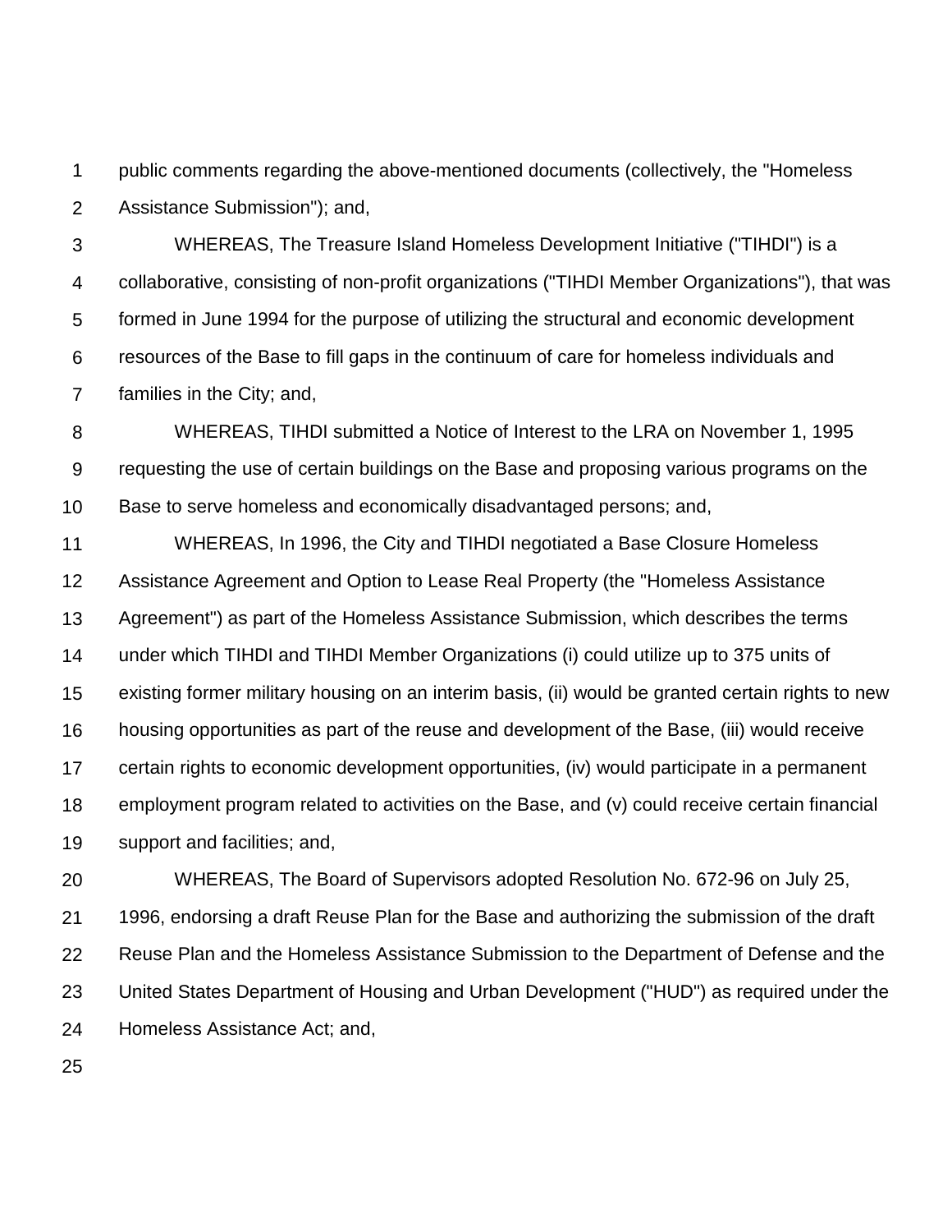public comments regarding the above-mentioned documents (collectively, the "Homeless Assistance Submission"); and,

WHEREAS, The Treasure Island Homeless Development Initiative ("TIHDI") is a collaborative, consisting of non-profit organizations ("TIHDI Member Organizations"), that was formed in June 1994 for the purpose of utilizing the structural and economic development resources of the Base to fill gaps in the continuum of care for homeless individuals and families in the City; and,

WHEREAS, TIHDI submitted a Notice of Interest to the LRA on November 1, 1995 requesting the use of certain buildings on the Base and proposing various programs on the Base to serve homeless and economically disadvantaged persons; and,

WHEREAS, In 1996, the City and TIHDI negotiated a Base Closure Homeless Assistance Agreement and Option to Lease Real Property (the "Homeless Assistance Agreement") as part of the Homeless Assistance Submission, which describes the terms under which TIHDI and TIHDI Member Organizations (i) could utilize up to 375 units of existing former military housing on an interim basis, (ii) would be granted certain rights to new housing opportunities as part of the reuse and development of the Base, (iii) would receive certain rights to economic development opportunities, (iv) would participate in a permanent employment program related to activities on the Base, and (v) could receive certain financial support and facilities; and,

WHEREAS, The Board of Supervisors adopted Resolution No. 672-96 on July 25, 1996, endorsing a draft Reuse Plan for the Base and authorizing the submission of the draft Reuse Plan and the Homeless Assistance Submission to the Department of Defense and the United States Department of Housing and Urban Development ("HUD") as required under the Homeless Assistance Act; and,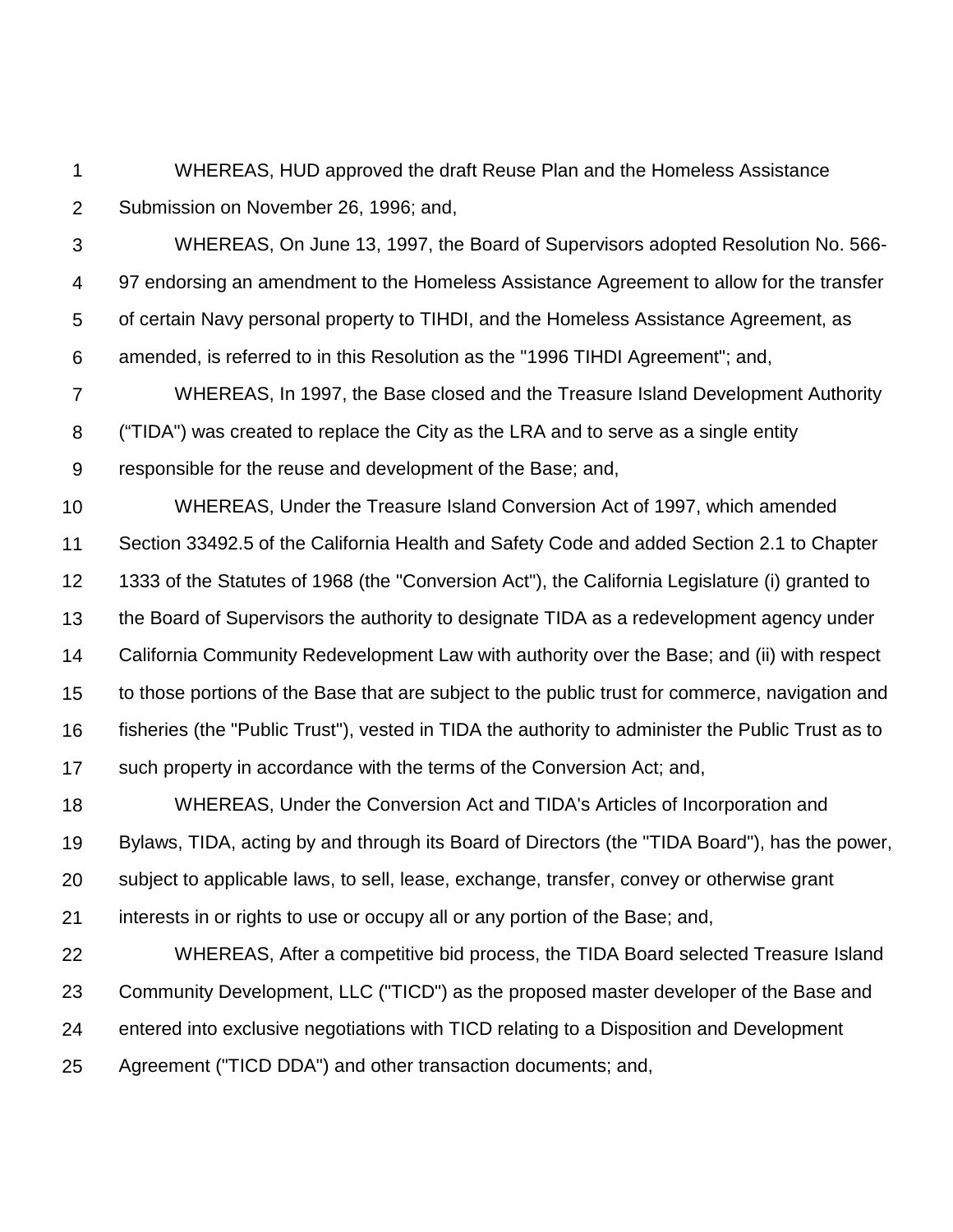WHEREAS, HUD approved the draft Reuse Plan and the Homeless Assistance Submission on November 26, 1996; and,

WHEREAS, On June 13, 1997, the Board of Supervisors adopted Resolution No. 566-97 endorsing an amendment to the Homeless Assistance Agreement to allow for the transfer of certain Navy personal property to TIHDI, and the Homeless Assistance Agreement, as amended, is referred to in this Resolution as the "1996 TIHDI Agreement"; and,

WHEREAS, In 1997, the Base closed and the Treasure Island Development Authority ("TIDA") was created to replace the City as the LRA and to serve as a single entity responsible for the reuse and development of the Base; and,

WHEREAS, Under the Treasure Island Conversion Act of 1997, which amended Section 33492.5 of the California Health and Safety Code and added Section 2.1 to Chapter 1333 of the Statutes of 1968 (the "Conversion Act"), the California Legislature (i) granted to the Board of Supervisors the authority to designate TIDA as a redevelopment agency under California Community Redevelopment Law with authority over the Base; and (ii) with respect to those portions of the Base that are subject to the public trust for commerce, navigation and fisheries (the "Public Trust"), vested in TIDA the authority to administer the Public Trust as to such property in accordance with the terms of the Conversion Act; and,

WHEREAS, Under the Conversion Act and TIDA's Articles of Incorporation and Bylaws, TIDA, acting by and through its Board of Directors (the "TIDA Board"), has the power, subject to applicable laws, to sell, lease, exchange, transfer, convey or otherwise grant interests in or rights to use or occupy all or any portion of the Base; and,

WHEREAS, After a competitive bid process, the TIDA Board selected Treasure Island Community Development, LLC ("TICD") as the proposed master developer of the Base and entered into exclusive negotiations with TICD relating to a Disposition and Development Agreement ("TICD DDA") and other transaction documents; and,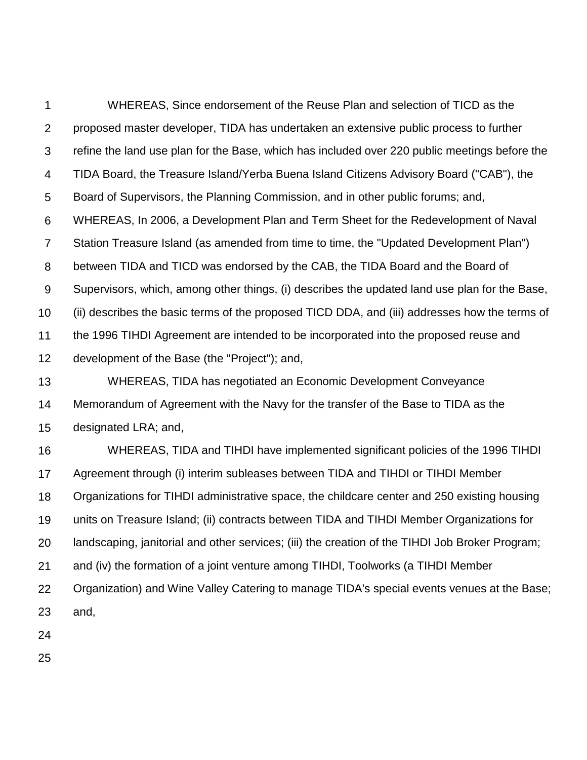WHEREAS, Since endorsement of the Reuse Plan and selection of TICD as the proposed master developer, TIDA has undertaken an extensive public process to further refine the land use plan for the Base, which has included over 220 public meetings before the TIDA Board, the Treasure Island/Yerba Buena Island Citizens Advisory Board ("CAB"), the Board of Supervisors, the Planning Commission, and in other public forums; and,

WHEREAS, In 2006, a Development Plan and Term Sheet for the Redevelopment of Naval Station Treasure Island (as amended from time to time, the "Updated Development Plan") between TIDA and TICD was endorsed by the CAB, the TIDA Board and the Board of Supervisors, which, among other things, (i) describes the updated land use plan for the Base, (ii) describes the basic terms of the proposed TICD DDA, and (iii) addresses how the terms of the 1996 TIHDI Agreement are intended to be incorporated into the proposed reuse and development of the Base (the "Project"); and,

WHEREAS, TIDA has negotiated an Economic Development Conveyance Memorandum of Agreement with the Navy for the transfer of the Base to TIDA as the designated LRA; and,

WHEREAS, TIDA and TIHDI have implemented significant policies of the 1996 TIHDI Agreement through (i) interim subleases between TIDA and TIHDI or TIHDI Member Organizations for TIHDI administrative space, the childcare center and 250 existing housing units on Treasure Island; (ii) contracts between TIDA and TIHDI Member Organizations for landscaping, janitorial and other services; (iii) the creation of the TIHDI Job Broker Program; and (iv) the formation of a joint venture among TIHDI, Toolworks (a TIHDI Member Organization) and Wine Valley Catering to manage TIDA's special events venues at the Base; and,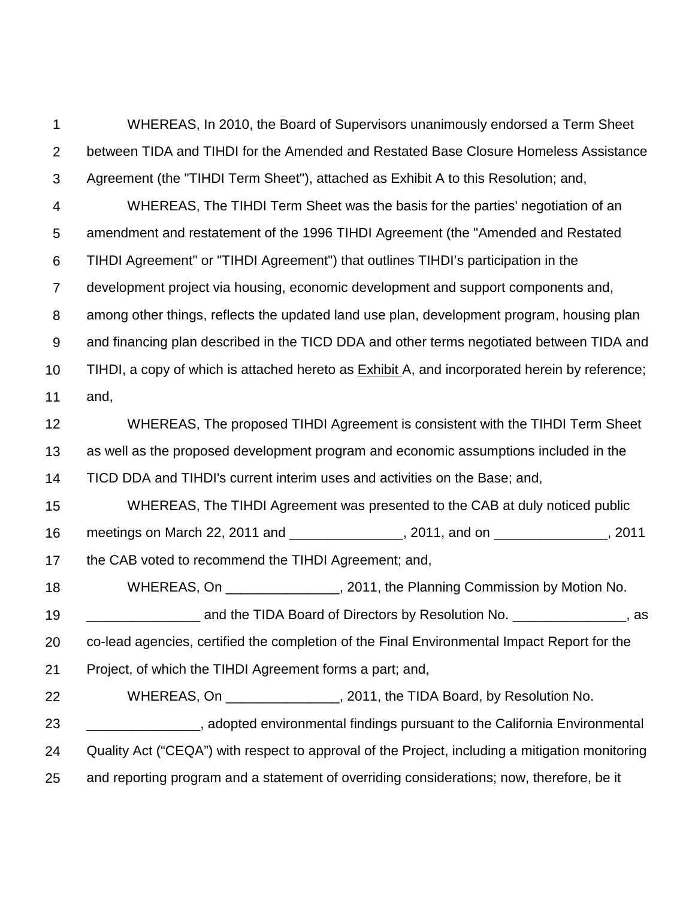WHEREAS, In 2010, the Board of Supervisors unanimously endorsed a Term Sheet between TIDA and TIHDI for the Amended and Restated Base Closure Homeless Assistance Agreement (the "TIHDI Term Sheet"), attached as Exhibit A to this Resolution; and,

WHEREAS, The TIHDI Term Sheet was the basis for the parties' negotiation of an amendment and restatement of the 1996 TIHDI Agreement (the "Amended and Restated TIHDI Agreement" or "TIHDI Agreement") that outlines TIHDI's participation in the development project via housing, economic development and support components and, among other things, reflects the updated land use plan, development program, housing plan and financing plan described in the TICD DDA and other terms negotiated between TIDA and TIHDI, a copy of which is attached hereto as Exhibit A, and incorporated herein by reference; and,

WHEREAS, The proposed TIHDI Agreement is consistent with the TIHDI Term Sheet as well as the proposed development program and economic assumptions included in the TICD DDA and TIHDI's current interim uses and activities on the Base; and,

WHEREAS, The TIHDI Agreement was presented to the CAB at duly noticed public meetings on March 22, 2011 and _______________, 2011, and on _______________, 2011 the CAB voted to recommend the TIHDI Agreement; and,

WHEREAS, On _______________, 2011, the Planning Commission by Motion No. _______________ and the TIDA Board of Directors by Resolution No. _______________, as co-lead agencies, certified the completion of the Final Environmental Impact Report for the Project, of which the TIHDI Agreement forms a part; and,

WHEREAS, On _______________, 2011, the TIDA Board, by Resolution No. _______________, adopted environmental findings pursuant to the California Environmental Quality Act ("CEQA") with respect to approval of the Project, including a mitigation monitoring and reporting program and a statement of overriding considerations; now, therefore, be it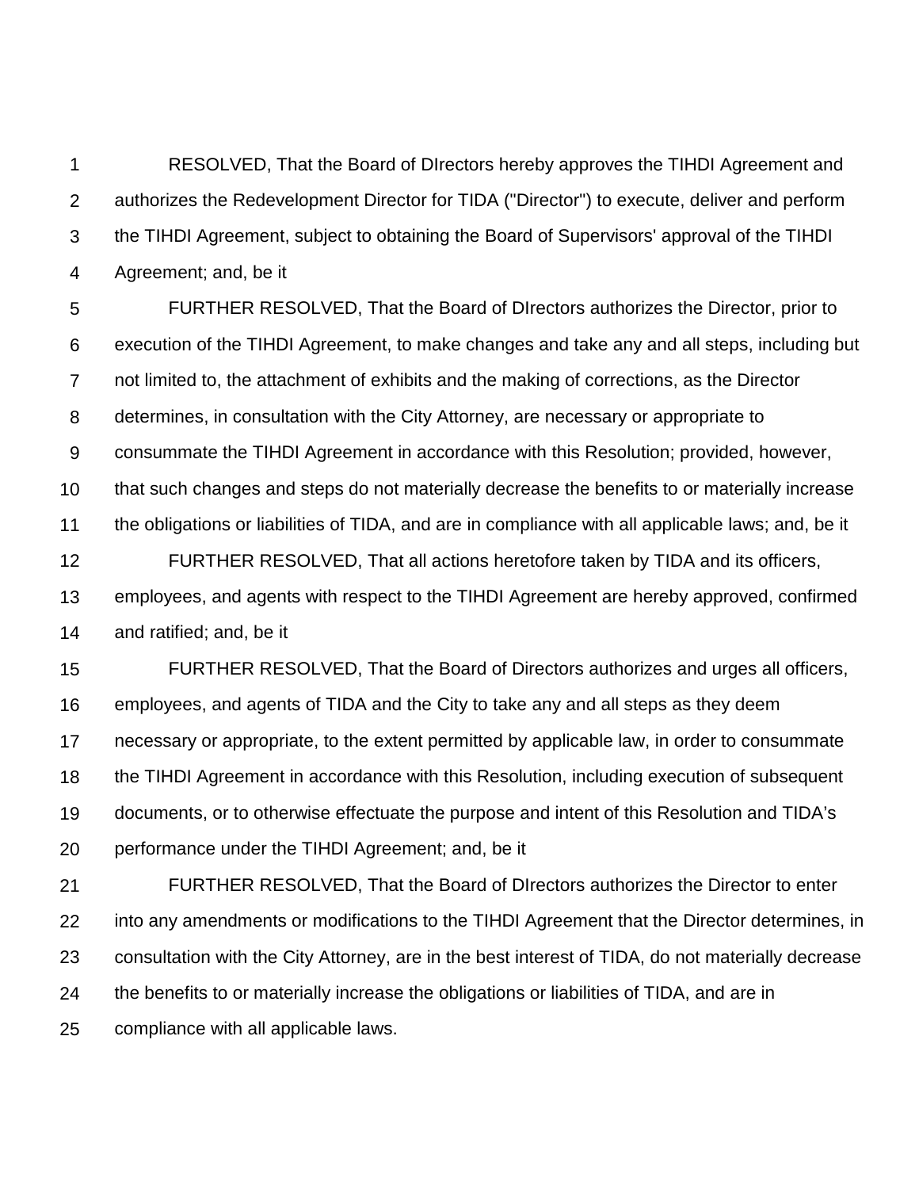RESOLVED, That the Board of DIrectors hereby approves the TIHDI Agreement and authorizes the Redevelopment Director for TIDA ("Director") to execute, deliver and perform the TIHDI Agreement, subject to obtaining the Board of Supervisors' approval of the TIHDI Agreement; and, be it

FURTHER RESOLVED, That the Board of DIrectors authorizes the Director, prior to execution of the TIHDI Agreement, to make changes and take any and all steps, including but not limited to, the attachment of exhibits and the making of corrections, as the Director determines, in consultation with the City Attorney, are necessary or appropriate to consummate the TIHDI Agreement in accordance with this Resolution; provided, however, that such changes and steps do not materially decrease the benefits to or materially increase the obligations or liabilities of TIDA, and are in compliance with all applicable laws; and, be it

FURTHER RESOLVED, That all actions heretofore taken by TIDA and its officers, employees, and agents with respect to the TIHDI Agreement are hereby approved, confirmed and ratified; and, be it

FURTHER RESOLVED, That the Board of Directors authorizes and urges all officers, employees, and agents of TIDA and the City to take any and all steps as they deem necessary or appropriate, to the extent permitted by applicable law, in order to consummate the TIHDI Agreement in accordance with this Resolution, including execution of subsequent documents, or to otherwise effectuate the purpose and intent of this Resolution and TIDA's performance under the TIHDI Agreement; and, be it

FURTHER RESOLVED, That the Board of DIrectors authorizes the Director to enter into any amendments or modifications to the TIHDI Agreement that the Director determines, in consultation with the City Attorney, are in the best interest of TIDA, do not materially decrease the benefits to or materially increase the obligations or liabilities of TIDA, and are in compliance with all applicable laws.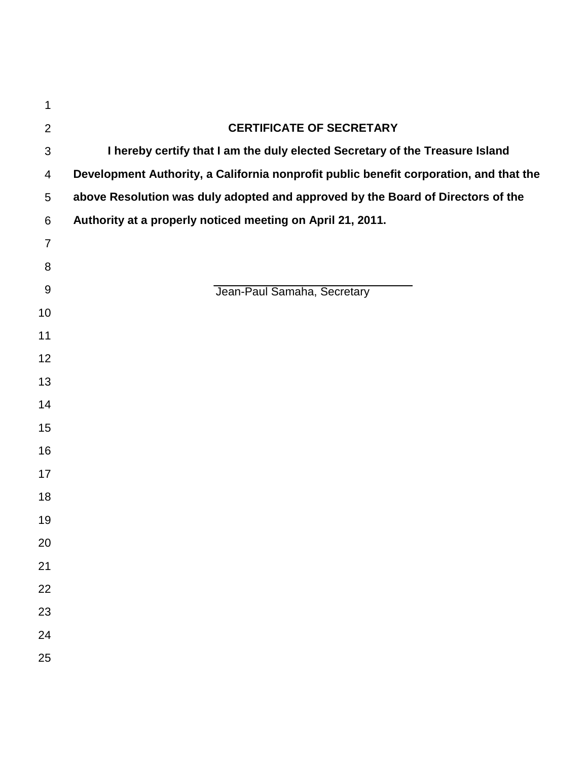## CERTIFICATE OF SECRETARY

**I hereby certify that I am the duly elected Secretary of the Treasure Island Development Authority, a California nonprofit public benefit corporation, and that the above Resolution was duly adopted and approved by the Board of Directors of the Authority at a properly noticed meeting on April 21, 2011.**

\_\_\_\_\_\_\_\_\_\_\_\_\_\_\_\_\_\_\_\_\_\_\_\_\_\_\_\_\_\_

Jean-Paul Samaha, Secretary